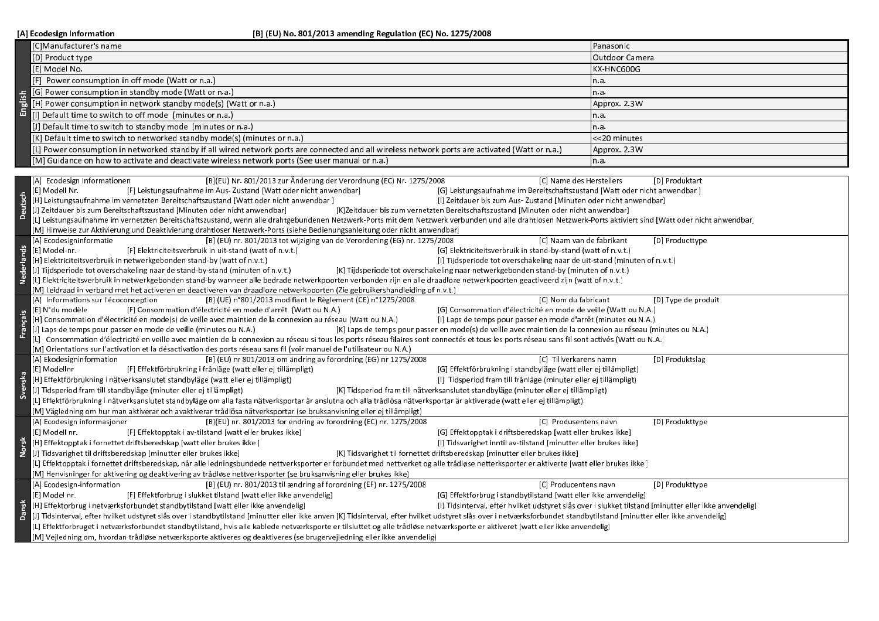[A] Ecodesign Information [B] (EU) No. 801/2013 amending Regulation (EC) No. 1275/2008

| English | | |
|---|---|---|
| | [C]Manufacturer's name | Panasonic |
| | [D] Product type | Outdoor Camera |
| | [E] Model No. | KX-HNC600G |
| | [F] Power consumption in off mode (Watt or n.a.) | n.a. |
| | [G] Power consumption in standby mode (Watt or n.a.) | n.a. |
| | [H] Power consumption in network standby mode(s) (Watt or n.a.) | Approx. 2.3W |
| | [I] Default time to switch to off mode (minutes or n.a.) | n.a. |
| | [J] Default time to switch to standby mode (minutes or n.a.) | n.a. |
| | [K] Default time to switch to networked standby mode(s) (minutes or n.a.) | <<20 minutes |
| | [L] Power consumption in networked standby if all wired network ports are connected and all wireless network ports are activated (Watt or n.a.) | Approx. 2.3W |
| | [M] Guidance on how to activate and deactivate wireless network ports (See user manual or n.a.) | n.a. |

**Deutsch**

[A] Ecodesign Informationen [B](EU) Nr. 801/2013 zur Änderung der Verordnung (EC) Nr. 1275/2008 [C] Name des Herstellers [D] Produktart
[E] Modell Nr. [F] Leistungsaufnahme im Aus- Zustand [Watt oder nicht anwendbar] [G] Leistungsaufnahme im Bereitschaftszustand [Watt oder nicht anwendbar ]
[H] Leistungsaufnahme im vernetzten Bereitschaftszustand [Watt oder nicht anwendbar ] [I] Zeitdauer bis zum Aus- Zustand [Minuten oder nicht anwendbar]
[J] Zeitdauer bis zum Bereitschaftszustand [Minuten oder nicht anwendbar] [K]Zeitdauer bis zum vernetzten Bereitschaftszustand [Minuten oder nicht anwendbar]
[L] Leistungsaufnahme im vernetzten Bereitschaftszustand, wenn alle drahtgebundenen Netzwerk-Ports mit dem Netzwerk verbunden und alle drahtlosen Netzwerk-Ports aktiviert sind [Watt oder nicht anwendbar]
[M] Hinweise zur Aktivierung und Deaktivierung drahtloser Netzwerk-Ports (siehe Bedienungsanleitung oder nicht anwendbar)

**Nederlands**

[A] Ecodesigninformatie [B] (EU) nr. 801/2013 tot wijziging van de Verordening (EG) nr. 1275/2008 [C] Naam van de fabrikant [D] Producttype
[E] Model-nr. [F] Elektriciteitsverbruik in uit-stand (watt of n.v.t.) [G] Elektriciteitsverbruik in stand-by-stand (watt of n.v.t.)
[H] Elektriciteitsverbruik in netwerkgebonden stand-by (watt of n.v.t.) [I] Tijdsperiode tot overschakeling naar de uit-stand (minuten of n.v.t.)
[J] Tijdsperiode tot overschakeling naar de stand-by-stand (minuten of n.v.t.) [K] Tijdsperiode tot overschakeling naar netwerkgebonden stand-by (minuten of n.v.t.)
[L] Elektriciteitsverbruik in netwerkgebonden stand-by wanneer alle bedrade netwerkpoorten verbonden zijn en alle draadloze netwerkpoorten geactiveerd zijn (watt of n.v.t.)
[M] Leidraad in verband met het activeren en deactiveren van draadloze netwerkpoorten (Zie gebruikershandleiding of n.v.t.)

**Français**

[A] Informations sur l'écoconception [B] (UE) n°801/2013 modifiant le Règlement (CE) n°1275/2008 [C] Nom du fabricant [D] Type de produit
[E] N°du modèle [F] Consommation d'électricité en mode d'arrêt (Watt ou N.A.) [G] Consommation d'électricité en mode de veille (Watt ou N.A.)
[H] Consommation d'électricité en mode(s) de veille avec maintien de la connexion au réseau (Watt ou N.A.) [I] Laps de temps pour passer en mode d'arrêt (minutes ou N.A.)
[J] Laps de temps pour passer en mode de veille (minutes ou N.A.) [K] Laps de temps pour passer en mode(s) de veille avec maintien de la connexion au réseau (minutes ou N.A.)
[L] Consommation d'électricité en veille avec maintien de la connexion au réseau si tous les ports réseau filaires sont connectés et tous les ports réseau sans fil sont activés (Watt ou N.A.)
[M] Orientations sur l'activation et la désactivation des ports réseau sans fil (voir manuel de l'utilisateur ou N.A.)

**Svenska**

[A] Ekodesigninformation [B] (EU) nr 801/2013 om ändring av förordning (EG) nr 1275/2008 [C] Tillverkarens namn [D] Produktslag
[E] Modellnr [F] Effektförbrukning i frånläge (watt eller ej tillämpligt) [G] Effektförbrukning i standbyläge (watt eller ej tillämpligt)
[H] Effektförbrukning i nätverksanslutet standbyläge (watt eller ej tillämpligt) [I] Tidsperiod fram till frånläge (minuter eller ej tillämpligt)
[J] Tidsperiod fram till standbyläge (minuter eller ej tillämpligt) [K] Tidsperiod fram till nätverksanslutet standbyläge (minuter eller ej tillämpligt)
[L] Effektförbrukning i nätverksanslutet standbyläge om alla fasta nätverksportar är anslutna och alla trådlösa nätverksportar är aktiverade (watt eller ej tillämpligt).
[M] Vägledning om hur man aktiverar och avaktiverar trådlösa nätverksportar (se bruksanvisning eller ej tillämpligt)

**Norsk**

[A] Ecodesign informasjoner [B](EU) nr. 801/2013 for endring av forordning (EC) nr. 1275/2008 [C] Produsentens navn [D] Produkttype
[E] Modell nr. [F] Effektopptak i av-tilstand [watt eller brukes ikke] [G] Effektopptak i driftsberedskap [watt eller brukes ikke]
[H] Effektopptak i fornettet driftsberedskap [watt eller brukes ikke ] [I] Tidsvarighet inntil av-tilstand [minutter eller brukes ikke]
[J] Tidsvarighet til driftsberedskap [minutter eller brukes ikke] [K] Tidsvarighet til fornettet driftsberedskap [minutter eller brukes ikke]
[L] Effektopptak i fornettet driftsberedskap, når alle ledningsbundede nettverksporter er forbundet med nettverket og alle trådløse netterksporter er aktiverte [watt eller brukes ikke ]
[M] Henvisninger for aktivering og deaktivering av trådløse nettverksporter (se bruksanvisning eller brukes ikke)

**Dansk**

[A] Ecodesign-information [B] (EU) nr. 801/2013 til ændring af forordning (EF) nr. 1275/2008 [C] Producentens navn [D] Produkttype
[E] Model nr. [F] Effektforbrug i slukket tilstand [watt eller ikke anvendelig] [G] Effektforbrug i standbytilstand [watt eller ikke anvendelig]
[H] Effektorbrug i netværksforbundet standbytilstand [watt eller ikke anvendelig] [I] Tidsinterval, efter hvilket udstyret slås over i slukket tilstand [minutter eller ikke anvendelig]
[J] Tidsinterval, efter hvilket udstyret slås over i standbytilstand [minutter eller ikke anven [K] Tidsinterval, efter hvilket udstyret slås over i netværksforbundet standbytilstand [minutter eller ikke anvendelig]
[L] Effektforbruget i netværksforbundet standbytilstand, hvis alle kablede netværksporte er tilsluttet og alle trådløse netværksporte er aktiveret [watt eller ikke anvendelig]
[M] Vejledning om, hvordan trådløse netværksporte aktiveres og deaktiveres (se brugervejledning eller ikke anvendelig)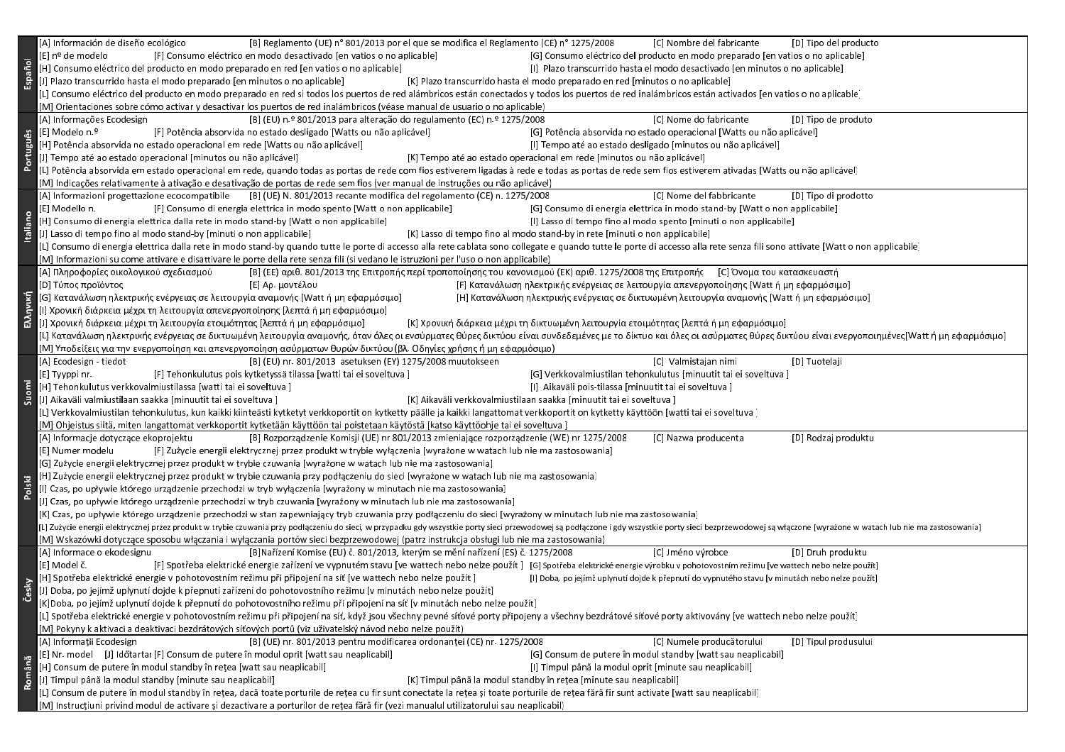| | |
|---|---|
| **Español** | [A] Información de diseño ecológico [B] Reglamento (UE) n° 801/2013 por el que se modifica el Reglamento (CE) n° 1275/2008 [C] Nombre del fabricante [D] Tipo del producto<br>[E] nº de modelo [F] Consumo eléctrico en modo desactivado [en vatios o no aplicable] [G] Consumo eléctrico del producto en modo preparado [en vatios o no aplicable]<br>[H] Consumo eléctrico del producto en modo preparado en red [en vatios o no aplicable] [I] Plazo transcurrido hasta el modo desactivado [en minutos o no aplicable]<br>[J] Plazo transcurrido hasta el modo preparado [en minutos o no aplicable] [K] Plazo transcurrido hasta el modo preparado en red [en minutos o no aplicable]<br>[L] Consumo eléctrico del producto en modo preparado en red si todos los puertos de red alámbricos están conectados y todos los puertos de red inalámbricos están activados [en vatios o no aplicable]<br>[M] Orientaciones sobre cómo activar y desactivar los puertos de red inalámbricos (véase manual de usuario o no aplicable) |
| **Português** | [A] Informações Ecodesign [B] (EU) n.º 801/2013 para alteração do regulamento (EC) n.º 1275/2008 [C] Nome do fabricante [D] Tipo de produto<br>[E] Modelo n.º [F] Potência absorvida no estado desligado [Watts ou não aplicável] [G] Potência absorvida no estado operacional [Watts ou não aplicável]<br>[H] Potência absorvida no estado operacional em rede [Watts ou não aplicável] [I] Tempo até ao estado desligado [minutos ou não aplicável]<br>[J] Tempo até ao estado operacional [minutos ou não aplicável] [K] Tempo até ao estado operacional em rede [minutos ou não aplicável]<br>[L] Potência absorvida em estado operacional em rede, quando todas as portas de rede com fios estiverem ligadas à rede e todas as portas de rede sem fios estiverem ativadas [Watts ou não aplicável]<br>[M] Indicações relativamente à ativação e desativação de portas de rede sem fios (ver manual de instruções ou não aplicável) |
| **Italiano** | [A] Informazioni progettazione ecocompatibile [B] (UE) N. 801/2013 recante modifica del regolamento (CE) n. 1275/2008 [C] Nome del fabbricante [D] Tipo di prodotto<br>[E] Modello n. [F] Consumo di energia elettrica in modo spento [Watt o non applicabile] [G] Consumo di energia elettrica in modo stand-by [Watt o non applicabile]<br>[H] Consumo di energia elettrica dalla rete in modo stand-by [Watt o non applicabile] [I] Lasso di tempo fino al modo spento [minuti o non applicabile]<br>[J] Lasso di tempo fino al modo stand-by [minuti o non applicabile] [K] Lasso di tempo fino al modo stand-by in rete [minuti o non applicabile]<br>[L] Consumo di energia elettrica dalla rete in modo stand-by quando tutte le porte di accesso alla rete cablata sono collegate e quando tutte le porte di accesso alla rete senza fili sono attivate [Watt o non applicabile]<br>[M] Informazioni su come attivare e disattivare le porte della rete senza fili (si vedano le istruzioni per l'uso o non applicabile) |
| **Ελληνική** | [A] Πληροφορίες οικολογικού σχεδιασμού [B] (ΕΕ) αριθ. 801/2013 της Επιτροπής περί τροποποίησης του κανονισμού (ΕΚ) αριθ. 1275/2008 της Επιτροπής [C] Όνομα του κατασκευαστή<br>[D] Τύπος προϊόντος [E] Αρ. μοντέλου [F] Κατανάλωση ηλεκτρικής ενέργειας σε λειτουργία απενεργοποίησης [Watt ή μη εφαρμόσιμο]<br>[G] Κατανάλωση ηλεκτρικής ενέργειας σε λειτουργία αναμονής [Watt ή μη εφαρμόσιμο] [H] Κατανάλωση ηλεκτρικής ενέργειας σε δικτυωμένη λειτουργία αναμονής [Watt ή μη εφαρμόσιμο]<br>[I] Χρονική διάρκεια μέχρι τη λειτουργία απενεργοποίησης [λεπτά ή μη εφαρμόσιμο]<br>[J] Χρονική διάρκεια μέχρι τη λειτουργία ετοιμότητας [λεπτά ή μη εφαρμόσιμο] [K] Χρονική διάρκεια μέχρι τη δικτυωμένη λειτουργία ετοιμότητας [λεπτά ή μη εφαρμόσιμο]<br>[L] Κατανάλωση ηλεκτρικής ενέργειας σε δικτυωμένη λειτουργία αναμονής, όταν όλες οι ενσύρματες θύρες δικτύου είναι συνδεδεμένες με το δίκτυο και όλες οι ασύρματες θύρες δικτύου είναι ενεργοποιημένες[Watt ή μη εφαρμόσιμο]<br>[M] Υποδείξεις για την ενεργοποίηση και απενεργοποίηση ασύρματων θυρών δικτύου (βλ. Οδηγίες χρήσης ή μη εφαρμόσιμο) |
| **Suomi** | [A] Ecodesign - tiedot [B] (EU) nr. 801/2013 asetuksen (EY) 1275/2008 muutokseen [C] Valmistajan nimi [D] Tuotelaji<br>[E] Tyyppi nr. [F] Tehonkulutus pois kytketyssä tilassa [watti tai ei soveltuva ] [G] Verkkovalmiustilan tehonkulutus [minuutit tai ei soveltuva ]<br>[H] Tehonkulutus verkkovalmiustilassa [watti tai ei soveltuva ] [I] Aikaväli pois-tilassa [minuutit tai ei soveltuva ]<br>[J] Aikaväli valmiustilaan saakka [minuutit tai ei soveltuva ] [K] Aikaväli verkkovalmiustilaan saakka [minuutit tai ei soveltuva ]<br>[L] Verkkovalmiustilan tehonkulutus, kun kaikki kiinteästi kytketyt verkkoportit on kytketty päälle ja kaikki langattomat verkkoportit on kytketty käyttöön [watti tai ei soveltuva ]<br>[M] Ohjeistus siitä, miten langattomat verkkoportit kytketään käyttöön tai poistetaan käytöstä [katso käyttöohje tai ei soveltuva ] |
| **Polski** | [A] Informacje dotyczące ekoprojektu [B] Rozporządzenie Komisji (UE) nr 801/2013 zmieniające rozporządzenie (WE) nr 1275/2008 [C] Nazwa producenta [D] Rodzaj produktu<br>[E] Numer modelu [F] Zużycie energii elektrycznej przez produkt w trybie wyłączenia [wyrażone w watach lub nie ma zastosowania]<br>[G] Zużycie energii elektrycznej przez produkt w trybie czuwania [wyrażone w watach lub nie ma zastosowania]<br>[H] Zużycie energii elektrycznej przez produkt w trybie czuwania przy podłączeniu do sieci [wyrażone w watach lub nie ma zastosowania]<br>[I] Czas, po upływie którego urządzenie przechodzi w tryb wyłączenia [wyrażony w minutach nie ma zastosowania]<br>[J] Czas, po upływie którego urządzenie przechodzi w tryb czuwania [wyrażony w minutach lub nie ma zastosowania]<br>[K] Czas, po upływie którego urządzenie przechodzi w stan zapewniający tryb czuwania przy podłączeniu do sieci [wyrażony w minutach lub nie ma zastosowania]<br>[L] Zużycie energii elektrycznej przez produkt w trybie czuwania przy podłączeniu do sieci, w przypadku gdy wszystkie porty sieci przewodowej są podłączone i gdy wszystkie porty sieci bezprzewodowej są włączone [wyrażone w watach lub nie ma zastosowania]<br>[M] Wskazówki dotyczące sposobu włączania i wyłączania portów sieci bezprzewodowej (patrz instrukcja obsługi lub nie ma zastosowania) |
| **Česky** | [A] Informace o ekodesignu [B]Nařízení Komise (EU) č. 801/2013, kterým se mění nařízení (ES) č. 1275/2008 [C] Jméno výrobce [D] Druh produktu<br>[E] Model č. [F] Spotřeba elektrické energie zařízení ve vypnutém stavu [ve wattech nebo nelze použít ] [G] Spotřeba elektrické energie výrobku v pohotovostním režimu [ve wattech nebo nelze použít]<br>[H] Spotřeba elektrické energie v pohotovostním režimu při připojení na síť [ve wattech nebo nelze použít ] [I] Doba, po jejímž uplynutí dojde k přepnutí do vypnutého stavu [v minutách nebo nelze použít]<br>[J] Doba, po jejímž uplynutí dojde k přepnutí zařízení do pohotovostního režimu [v minutách nebo nelze použít]<br>[K]Doba, po jejímž uplynutí dojde k přepnutí do pohotovostního režimu při připojení na síť [v minutách nebo nelze použít]<br>[L] Spotřeba elektrické energie v pohotovostním režimu při připojení na síť, když jsou všechny pevné síťové porty připojeny a všechny bezdrátové síťové porty aktivovány [ve wattech nebo nelze použít]<br>[M] Pokyny k aktivaci a deaktivaci bezdrátových síťových portů (viz uživatelský návod nebo nelze použít) |
| **Română** | [A] Informaţii Ecodesign [B] (UE) nr. 801/2013 pentru modificarea ordonanţei (CE) nr. 1275/2008 [C] Numele producătorului [D] Tipul produsului<br>[E] Nr. model [J] Időtartar [F] Consum de putere în modul oprit [watt sau neaplicabil] [G] Consum de putere în modul standby [watt sau neaplicabil]<br>[H] Consum de putere în modul standby în reţea [watt sau neaplicabil] [I] Timpul până la modul oprit [minute sau neaplicabil]<br>[J] Timpul până la modul standby [minute sau neaplicabil] [K] Timpul până la modul standby în reţea [minute sau neaplicabil]<br>[L] Consum de putere în modul standby în reţea, dacă toate porturile de reţea cu fir sunt conectate la reţea şi toate porturile de reţea fără fir sunt activate [watt sau neaplicabil]<br>[M] Instrucţiuni privind modul de activare şi dezactivare a porturilor de reţea fără fir (vezi manualul utilizatorului sau neaplicabil) |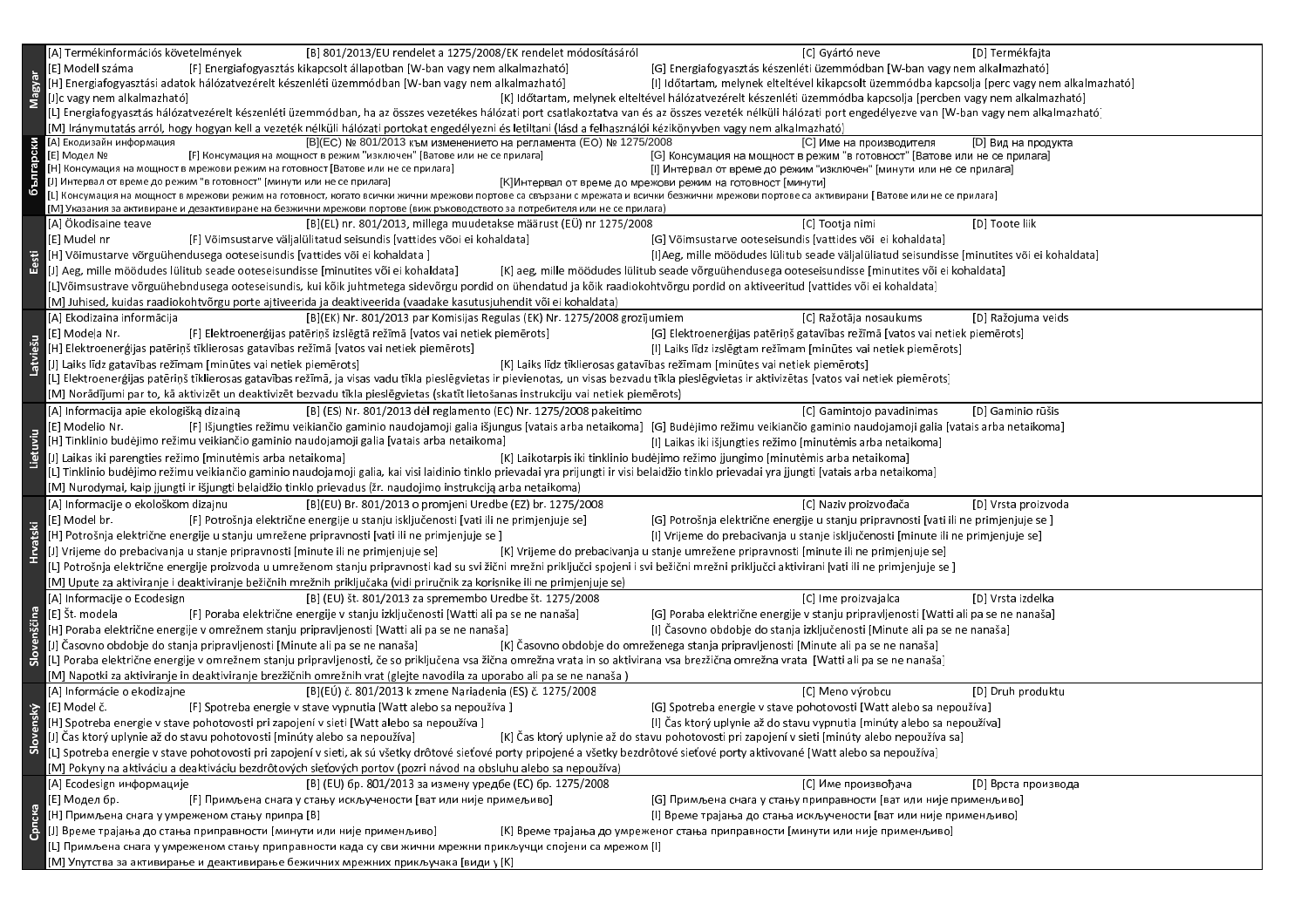| | |
|---|---|
| Magyar | [A] Termékinformációs követelmények [B] 801/2013/EU rendelet a 1275/2008/EK rendelet módosításáról [C] Gyártó neve [D] Termékfajta<br>[E] Modell száma [F] Energiafogyasztás kikapcsolt állapotban [W-ban vagy nem alkalmazható] [G] Energiafogyasztás készenléti üzemmódban [W-ban vagy nem alkalmazható]<br>[H] Energiafogyasztási adatok hálózatvezérelt készenléti üzemmódban [W-ban vagy nem alkalmazható] [I] Időtartam, melynek elteltével kikapcsolt üzemmódba kapcsolja [perc vagy nem alkalmazható]<br>[J]c vagy nem alkalmazható] [K] Időtartam, melynek elteltével hálózatvezérelt készenléti üzemmódba kapcsolja [percben vagy nem alkalmazható]<br>[L] Energiafogyasztás hálózatvezérelt készenléti üzemmódban, ha az összes vezetékes hálózati port csatlakoztatva van és az összes vezeték nélküli hálózati port engedélyezve van [W-ban vagy nem alkalmazható]<br>[M] Iránymutatás arról, hogy hogyan kell a vezeték nélküli hálózati portokat engedélyezni és letiltani (lásd a felhasználói kézikönyvben vagy nem alkalmazható) |
| Български | [A] Екодизайн информация [B](ЕС) № 801/2013 към изменението на регламента (ЕО) № 1275/2008 [C] Име на производителя [D] Вид на продукта<br>[E] Модел № [F] Консумация на мощност в режим "изключен" [Ватове или не се прилага] [G] Консумация на мощност в режим "в готовност" [Ватове или не се прилага]<br>[H] Консумация на мощност в мрежови режим на готовност [Ватове или не се прилага] [I] Интервал от време до режим "изключен" [минути или не се прилага]<br>[J] Интервал от време до режим "в готовност" [минути или не се прилага] [K]Интервал от време до мрежови режим на готовност [минути]<br>[L] Консумация на мощност в мрежови режим на готовност, когато всички жични мрежови портове са свързани с мрежата и всички безжични мрежови портове са активирани [Ватове или не се прилага]<br>[M] Указания за активиране и дезактивиране на безжични мрежови портове (виж ръководството за потребителя или не се прилага) |
| Eesti | [A] Ökodisaine teave [B](EL) nr. 801/2013, millega muudetakse määrust (EÜ) nr 1275/2008 [C] Tootja nimi [D] Toote liik<br>[E] Mudel nr [F] Võimsustarve väljalülitatud seisundis [vattides võoi ei kohaldata] [G] Võimsustarve ooteseisundis [vattides või ei kohaldata]<br>[H] Võimustarve võrguühendusega ooteseisundis [vattides või ei kohaldata ] [I]Aeg, mille möödudes lülitub seade väljalülitatud seisundisse [minutites või ei kohaldata]<br>[J] Aeg, mille möödudes lülitub seade ooteseisundisse [minutites või ei kohaldata] [K] aeg, mille möödudes lülitub seade võrguühendusega ooteseisundisse [minutites või ei kohaldata]<br>[L]Võimsustrave võrguühebndusega ooteseisundis, kui kõik juhtmetega sidevõrgu pordid on ühendatud ja kõik raadiokohtvõrgu pordid on aktiveeritud [vattides või ei kohaldata]<br>[M] Juhised, kuidas raadiokohtvõrgu porte ajtiveerida ja deaktiveerida (vaadake kasutusjuhendit või ei kohaldata) |
| Latviešu | [A] Ekodizaina informācija [B](EK) Nr. 801/2013 par Komisijas Regulas (EK) Nr. 1275/2008 grozījumiem [C] Ražotāja nosaukums [D] Ražojuma veids<br>[E] Modeļa Nr. [F] Elektroenerģijas patēriņš izslēgtā režīmā [vatos vai netiek piemērots] [G] Elektroenerģijas patēriņš gatavības režīmā [vatos vai netiek piemērots]<br>[H] Elektroenerģijas patēriņš tīklierosas gatavības režīmā [vatos vai netiek piemērots] [I] Laiks līdz izslēgtam režīmam [minūtes vai netiek piemērots]<br>[J] Laiks līdz gatavības režīmam [minūtes vai netiek piemērots] [K] Laiks līdz tīklierosas gatavības režīmam [minūtes vai netiek piemērots]<br>[L] Elektroenerģijas patēriņš tīklierosas gatavības režīmā, ja visas vadu tīkla pieslēgvietas ir pievienotas, un visas bezvadu tīkla pieslēgvietas ir aktivizētas [vatos vai netiek piemērots]<br>[M] Norādījumi par to, kā aktivizēt un deaktivizēt bezvadu tīkla pieslēgvietas (skatīt lietošanas instrukciju vai netiek piemērots) |
| Lietuvių | [A] Informacija apie ekologišką dizainą [B] (ES) Nr. 801/2013 dėl reglamento (EC) Nr. 1275/2008 pakeitimo [C] Gamintojo pavadinimas [D] Gaminio rūšis<br>[E] Modelio Nr. [F] Išjungties režimu veikiančio gaminio naudojamoji galia išjungus [vatais arba netaikoma] [G] Budėjimo režimu veikiančio gaminio naudojamoji galia [vatais arba netaikoma]<br>[H] Tinklinio budėjimo režimu veikiančio gaminio naudojamoji galia [vatais arba netaikoma] [I] Laikas iki išjungties režimo [minutėmis arba netaikoma]<br>[J] Laikas iki parengties režimo [minutėmis arba netaikoma] [K] Laikotarpis iki tinklinio budėjimo režimo įjungimo [minutėmis arba netaikoma]<br>[L] Tinklinio budėjimo režimu veikiančio gaminio naudojamoji galia, kai visi laidinio tinklo prievadai yra prijungti ir visi belaidžio tinklo prievadai yra įjungti [vatais arba netaikoma]<br>[M] Nurodymai, kaip įjungti ir išjungti belaidžio tinklo prievadus (žr. naudojimo instrukciją arba netaikoma) |
| Hrvatski | [A] Informacije o ekološkom dizajnu [B](EU) Br. 801/2013 o promjeni Uredbe (EZ) br. 1275/2008 [C] Naziv proizvođača [D] Vrsta proizvoda<br>[E] Model br. [F] Potrošnja električne energije u stanju isključenosti [vati ili ne primjenjuje se] [G] Potrošnja električne energije u stanju pripravnosti [vati ili ne primjenjuje se ]<br>[H] Potrošnja električne energije u umreženom stanju pripravnosti [vati ili ne primjenjuje se] [I] Vrijeme do prebacivanja u stanje isključenosti [minute ili ne primjenjuje se]<br>[J] Vrijeme do prebacivanja u stanje pripravnosti [minute ili ne primjenjuje se] [K] Vrijeme do prebacivanja u stanje umrežene pripravnosti [minute ili ne primjenjuje se]<br>[L] Potrošnja električne energije proizvoda u umreženom stanju pripravnosti kad su svi žični mrežni priključci spojeni i svi bežični mrežni priključci aktivirani [vati ili ne primjenjuje se ]<br>[M] Upute za aktiviranje i deaktiviranje bežičnih mrežnih priključaka (vidi priručnik za korisnike ili ne primjenjuje se) |
| Slovenščina | [A] Informacije o Ecodesign [B] (EU) št. 801/2013 za spremembo Uredbe št. 1275/2008 [C] Ime proizvajalca [D] Vrsta izdelka<br>[E] Št. modela [F] Poraba električne energije v stanju izključenosti [Watti ali pa se ne nanaša] [G] Poraba električne energije v stanju pripravljenosti [Watti ali pa se ne nanaša]<br>[H] Poraba električne energije v omrežnem stanju pripravljenosti [Watti ali pa se ne nanaša] [I] Časovno obdobje do stanja izključenosti [Minute ali pa se ne nanaša]<br>[J] Časovno obdobje do stanja pripravljenosti [Minute ali pa se ne nanaša] [K] Časovno obdobje do omreženega stanja pripravljenosti [Minute ali pa se ne nanaša]<br>[L] Poraba električne energije v omrežnem stanju pripravljenosti, če so priključena vsa žična omrežna vrata in so aktivirana vsa brezžična omrežna vrata [Watti ali pa se ne nanaša]<br>[M] Napotki za aktiviranje in deaktiviranje brezžičnih omrežnih vrat (glejte navodila za uporabo ali pa se ne nanaša ) |
| Slovenský | [A] Informácie o ekodizajne [B](EÚ) č. 801/2013 k zmene Nariadenia (ES) č. 1275/2008 [C] Meno výrobcu [D] Druh produktu<br>[E] Model č. [F] Spotreba energie v stave vypnutia [Watt alebo sa nepoužíva ] [G] Spotreba energie v stave pohotovosti [Watt alebo sa nepoužíva]<br>[H] Spotreba energie v stave pohotovosti pri zapojení v sieti [Watt alebo sa nepoužíva ] [I] Čas ktorý uplynie až do stavu vypnutia [minúty alebo sa nepoužíva]<br>[J] Čas ktorý uplynie až do stavu pohotovosti [minúty alebo sa nepoužíva] [K] Čas ktorý uplynie až do stavu pohotovosti pri zapojení v sieti [minúty alebo sa nepoužíva sa]<br>[L] Spotreba energie v stave pohotovosti pri zapojení v sieti, ak sú všetky drôtové sieťové porty pripojené a všetky bezdrôtové sieťové porty aktivované [Watt alebo sa nepoužíva]<br>[M] Pokyny na aktiváciu a deaktiváciu bezdrôtových sieťových portov (pozri návod na obsluhu alebo sa nepoužíva) |
| Српска | [A] Ecodesign информације [B] (EU) бр. 801/2013 за измену уредбе (ЕС) бр. 1275/2008 [C] Име произвођача [D] Врста производа<br>[E] Модел бр. [F] Примљена снага у стању искључености [ват или није примељиво] [G] Примљена снага у стању приправности [ват или није применљиво]<br>[H] Примљена снага у умреженом стању приправ [B] [I] Време трајања до стања искључености [ват или није применљиво]<br>[J] Време трајања до стања приправности [минути или није применљиво] [K] Време трајања до умреженог стања приправности [минути или није применљиво]<br>[L] Примљена снага у умреженом стању приправности када су сви жични мрежни прикључци спојени са мрежом [I]<br>[M] Упутства за активирање и деактивирање бежичних мрежних прикључака [види у [K] |